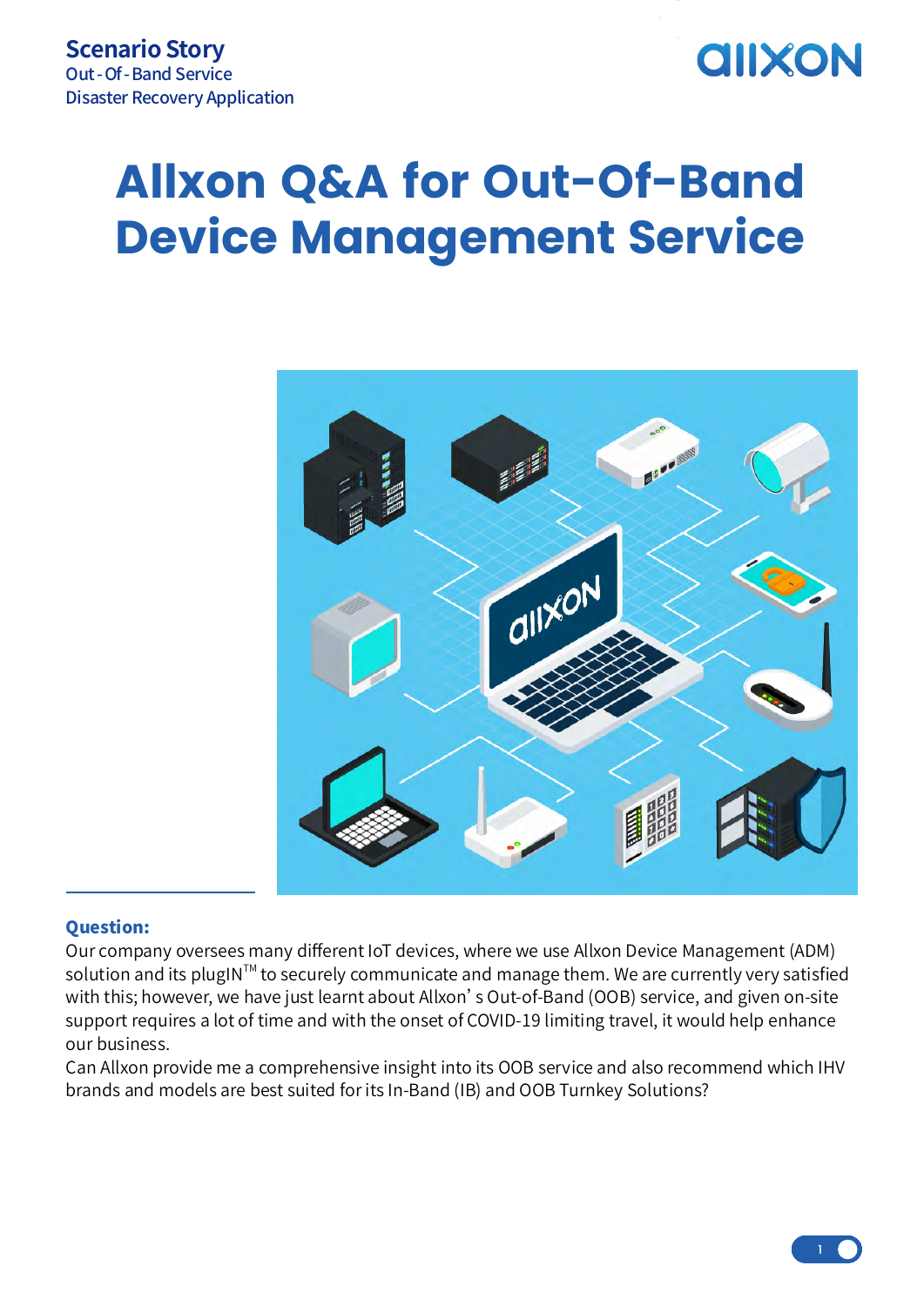**Scenario Story**
Out - Of - Band Service
Disaster Recovery Application

# Allxon Q&A for Out-Of-Band Device Management Service

**Question:**

Our company oversees many different IoT devices, where we use Allxon Device Management (ADM) solution and its plugIN™ to securely communicate and manage them. We are currently very satisfied with this; however, we have just learnt about Allxon' s Out-of-Band (OOB) service, and given on-site support requires a lot of time and with the onset of COVID-19 limiting travel, it would help enhance our business.

Can Allxon provide me a comprehensive insight into its OOB service and also recommend which IHV brands and models are best suited for its In-Band (IB) and OOB Turnkey Solutions?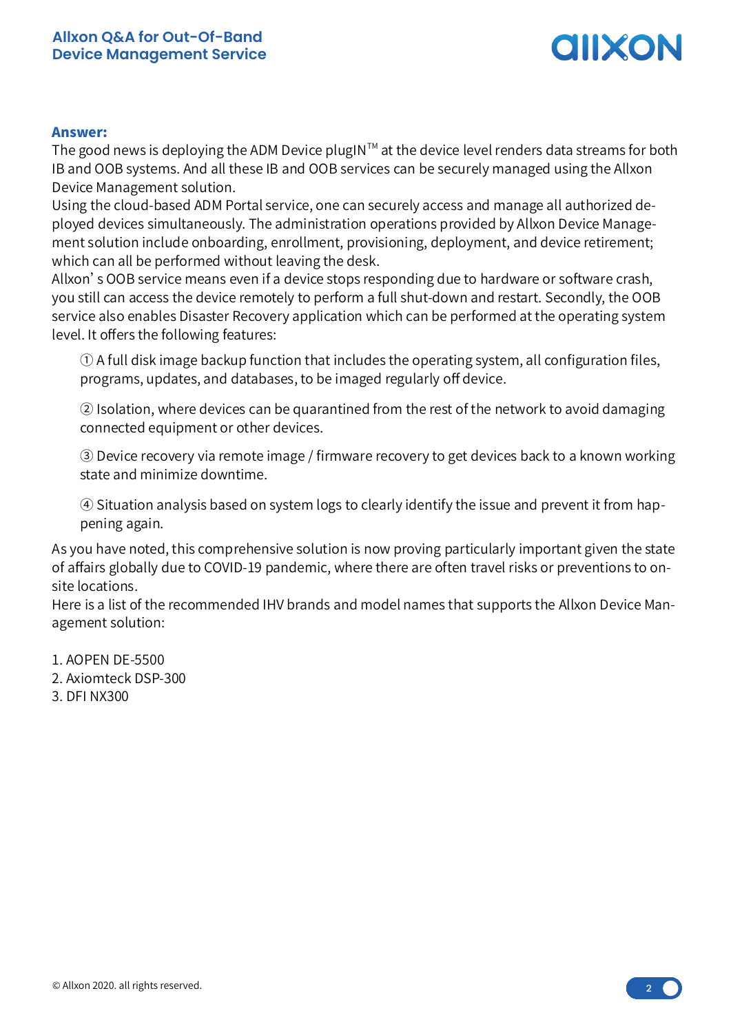**Answer:**

The good news is deploying the ADM Device plugIN™ at the device level renders data streams for both IB and OOB systems. And all these IB and OOB services can be securely managed using the Allxon Device Management solution.

Using the cloud-based ADM Portal service, one can securely access and manage all authorized deployed devices simultaneously. The administration operations provided by Allxon Device Management solution include onboarding, enrollment, provisioning, deployment, and device retirement; which can all be performed without leaving the desk.

Allxon' s OOB service means even if a device stops responding due to hardware or software crash, you still can access the device remotely to perform a full shut-down and restart. Secondly, the OOB service also enables Disaster Recovery application which can be performed at the operating system level. It offers the following features:

① A full disk image backup function that includes the operating system, all configuration files, programs, updates, and databases, to be imaged regularly off device.

② Isolation, where devices can be quarantined from the rest of the network to avoid damaging connected equipment or other devices.

③ Device recovery via remote image / firmware recovery to get devices back to a known working state and minimize downtime.

④ Situation analysis based on system logs to clearly identify the issue and prevent it from happening again.

As you have noted, this comprehensive solution is now proving particularly important given the state of affairs globally due to COVID-19 pandemic, where there are often travel risks or preventions to on-site locations.

Here is a list of the recommended IHV brands and model names that supports the Allxon Device Management solution:

1. AOPEN DE-5500
2. Axiomteck DSP-300
3. DFI NX300

© Allxon 2020. all rights reserved.